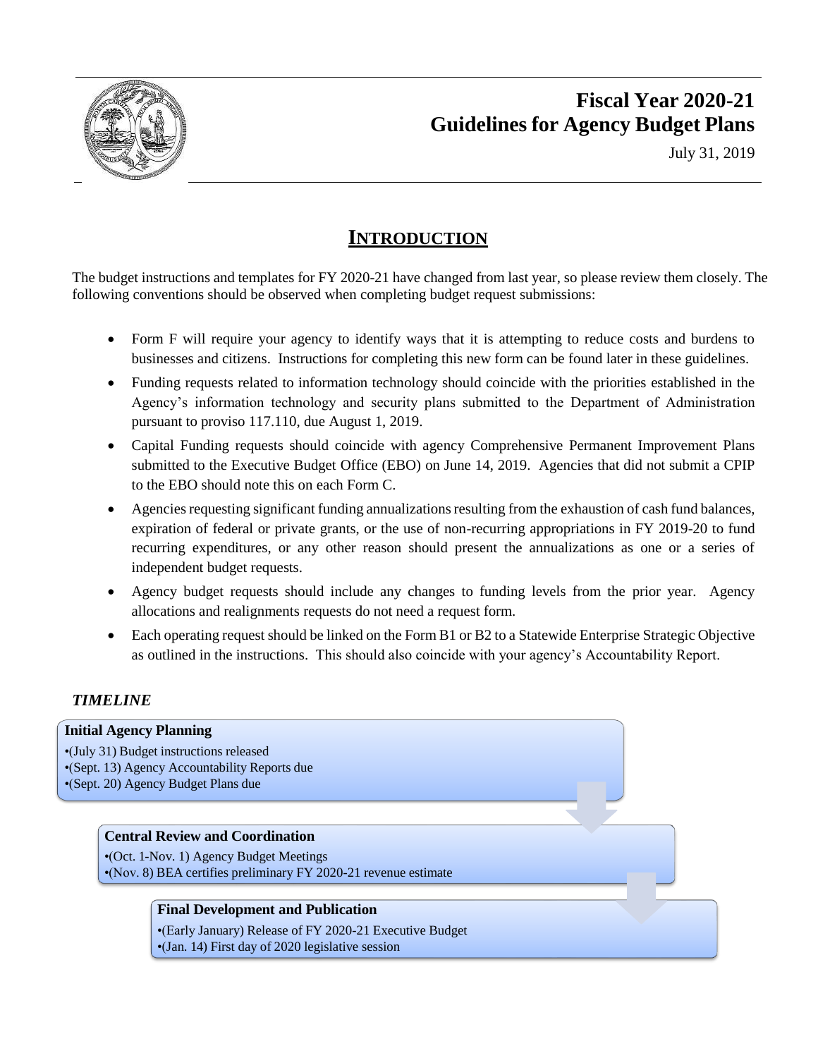# Fiscal Year 2020-21
# Guidelines for Agency Budget Plans

July 31, 2019

## INTRODUCTION

The budget instructions and templates for FY 2020-21 have changed from last year, so please review them closely. The following conventions should be observed when completing budget request submissions:

- Form F will require your agency to identify ways that it is attempting to reduce costs and burdens to businesses and citizens. Instructions for completing this new form can be found later in these guidelines.
- Funding requests related to information technology should coincide with the priorities established in the Agency's information technology and security plans submitted to the Department of Administration pursuant to proviso 117.110, due August 1, 2019.
- Capital Funding requests should coincide with agency Comprehensive Permanent Improvement Plans submitted to the Executive Budget Office (EBO) on June 14, 2019. Agencies that did not submit a CPIP to the EBO should note this on each Form C.
- Agencies requesting significant funding annualizations resulting from the exhaustion of cash fund balances, expiration of federal or private grants, or the use of non-recurring appropriations in FY 2019-20 to fund recurring expenditures, or any other reason should present the annualizations as one or a series of independent budget requests.
- Agency budget requests should include any changes to funding levels from the prior year. Agency allocations and realignments requests do not need a request form.
- Each operating request should be linked on the Form B1 or B2 to a Statewide Enterprise Strategic Objective as outlined in the instructions. This should also coincide with your agency's Accountability Report.

### *TIMELINE*

**Initial Agency Planning**

- (July 31) Budget instructions released
- (Sept. 13) Agency Accountability Reports due
- (Sept. 20) Agency Budget Plans due

**Central Review and Coordination**

- (Oct. 1-Nov. 1) Agency Budget Meetings
- (Nov. 8) BEA certifies preliminary FY 2020-21 revenue estimate

**Final Development and Publication**

- (Early January) Release of FY 2020-21 Executive Budget
- (Jan. 14) First day of 2020 legislative session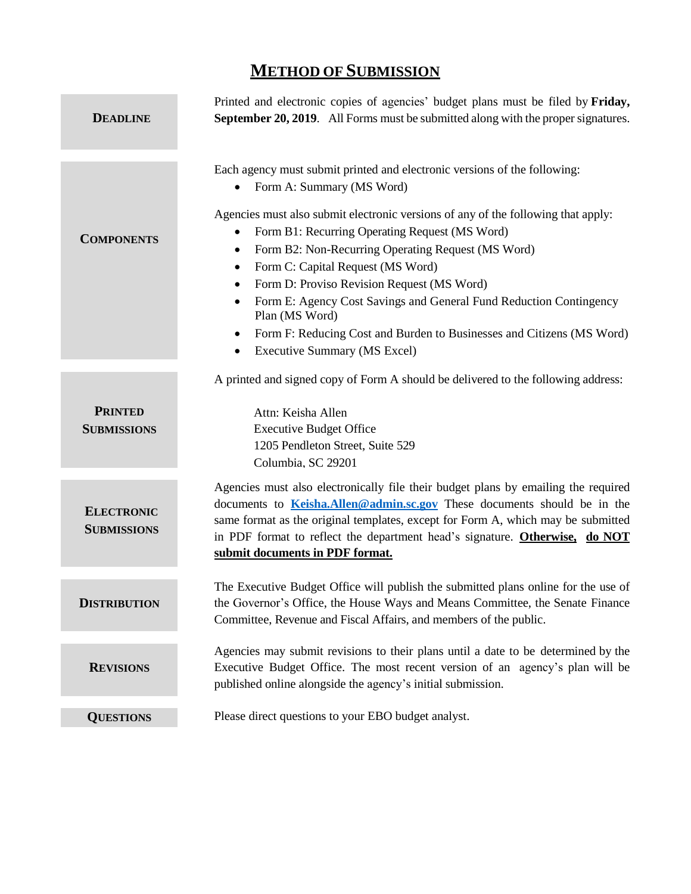# METHOD OF SUBMISSION

| | |
|---|---|
| **DEADLINE** | Printed and electronic copies of agencies' budget plans must be filed by **Friday, September 20, 2019**. All Forms must be submitted along with the proper signatures. |
| **COMPONENTS** | Each agency must submit printed and electronic versions of the following:<br>• Form A: Summary (MS Word)<br><br>Agencies must also submit electronic versions of any of the following that apply:<br>• Form B1: Recurring Operating Request (MS Word)<br>• Form B2: Non-Recurring Operating Request (MS Word)<br>• Form C: Capital Request (MS Word)<br>• Form D: Proviso Revision Request (MS Word)<br>• Form E: Agency Cost Savings and General Fund Reduction Contingency Plan (MS Word)<br>• Form F: Reducing Cost and Burden to Businesses and Citizens (MS Word)<br>• Executive Summary (MS Excel) |
| **PRINTED SUBMISSIONS** | A printed and signed copy of Form A should be delivered to the following address:<br><br>Attn: Keisha Allen<br>Executive Budget Office<br>1205 Pendleton Street, Suite 529<br>Columbia, SC 29201 |
| **ELECTRONIC SUBMISSIONS** | Agencies must also electronically file their budget plans by emailing the required documents to **Keisha.Allen@admin.sc.gov** These documents should be in the same format as the original templates, except for Form A, which may be submitted in PDF format to reflect the department head's signature. **Otherwise, do NOT submit documents in PDF format.** |
| **DISTRIBUTION** | The Executive Budget Office will publish the submitted plans online for the use of the Governor's Office, the House Ways and Means Committee, the Senate Finance Committee, Revenue and Fiscal Affairs, and members of the public. |
| **REVISIONS** | Agencies may submit revisions to their plans until a date to be determined by the Executive Budget Office. The most recent version of an agency's plan will be published online alongside the agency's initial submission. |
| **QUESTIONS** | Please direct questions to your EBO budget analyst. |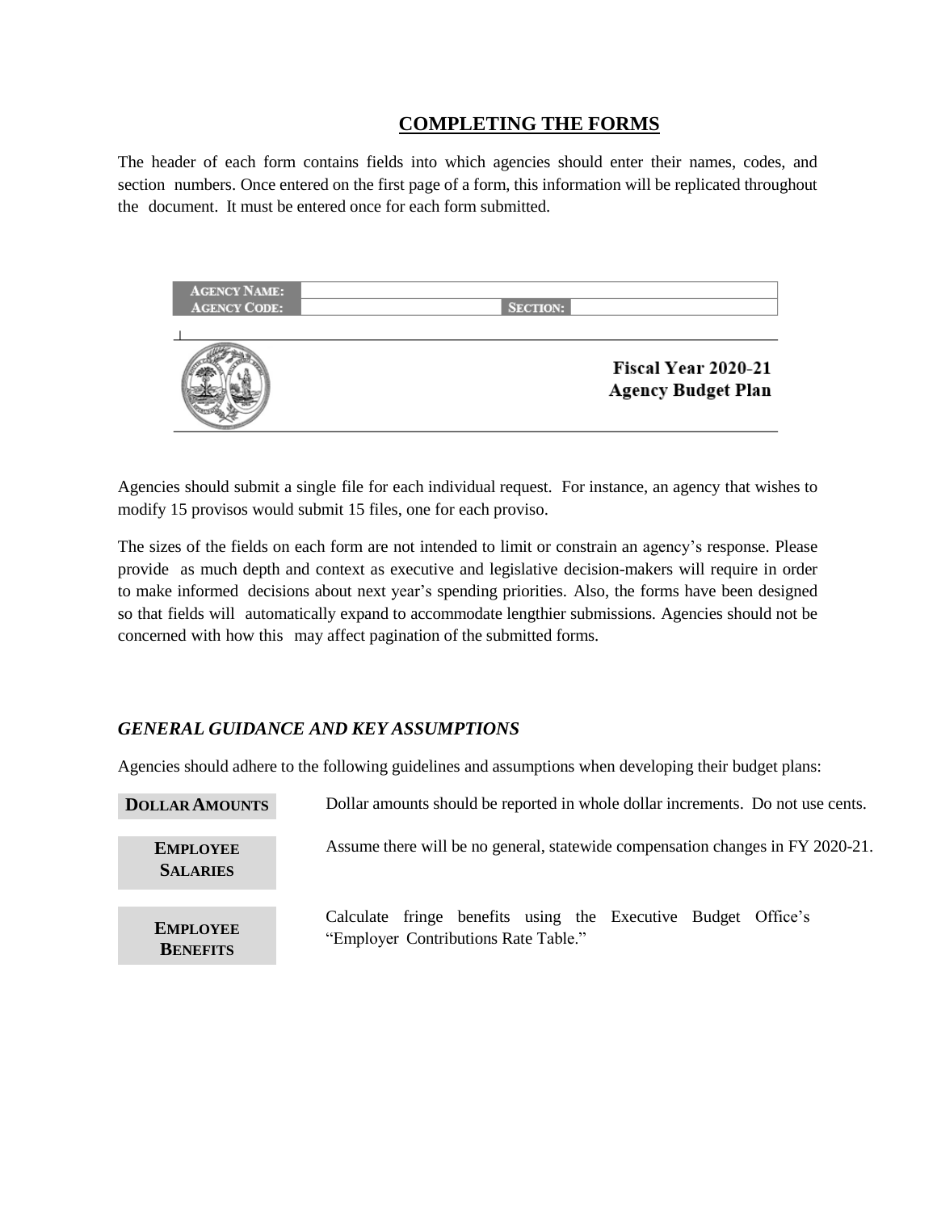## COMPLETING THE FORMS

The header of each form contains fields into which agencies should enter their names, codes, and section numbers. Once entered on the first page of a form, this information will be replicated throughout the document. It must be entered once for each form submitted.

| AGENCY NAME: | | | |
|---|---|---|---|
| AGENCY CODE: | | SECTION: | |

**Fiscal Year 2020-21**
**Agency Budget Plan**

Agencies should submit a single file for each individual request. For instance, an agency that wishes to modify 15 provisos would submit 15 files, one for each proviso.

The sizes of the fields on each form are not intended to limit or constrain an agency's response. Please provide as much depth and context as executive and legislative decision-makers will require in order to make informed decisions about next year's spending priorities. Also, the forms have been designed so that fields will automatically expand to accommodate lengthier submissions. Agencies should not be concerned with how this may affect pagination of the submitted forms.

### *GENERAL GUIDANCE AND KEY ASSUMPTIONS*

Agencies should adhere to the following guidelines and assumptions when developing their budget plans:

| | |
|---|---|
| **DOLLAR AMOUNTS** | Dollar amounts should be reported in whole dollar increments. Do not use cents. |
| **EMPLOYEE SALARIES** | Assume there will be no general, statewide compensation changes in FY 2020-21. |
| **EMPLOYEE BENEFITS** | Calculate fringe benefits using the Executive Budget Office's "Employer Contributions Rate Table." |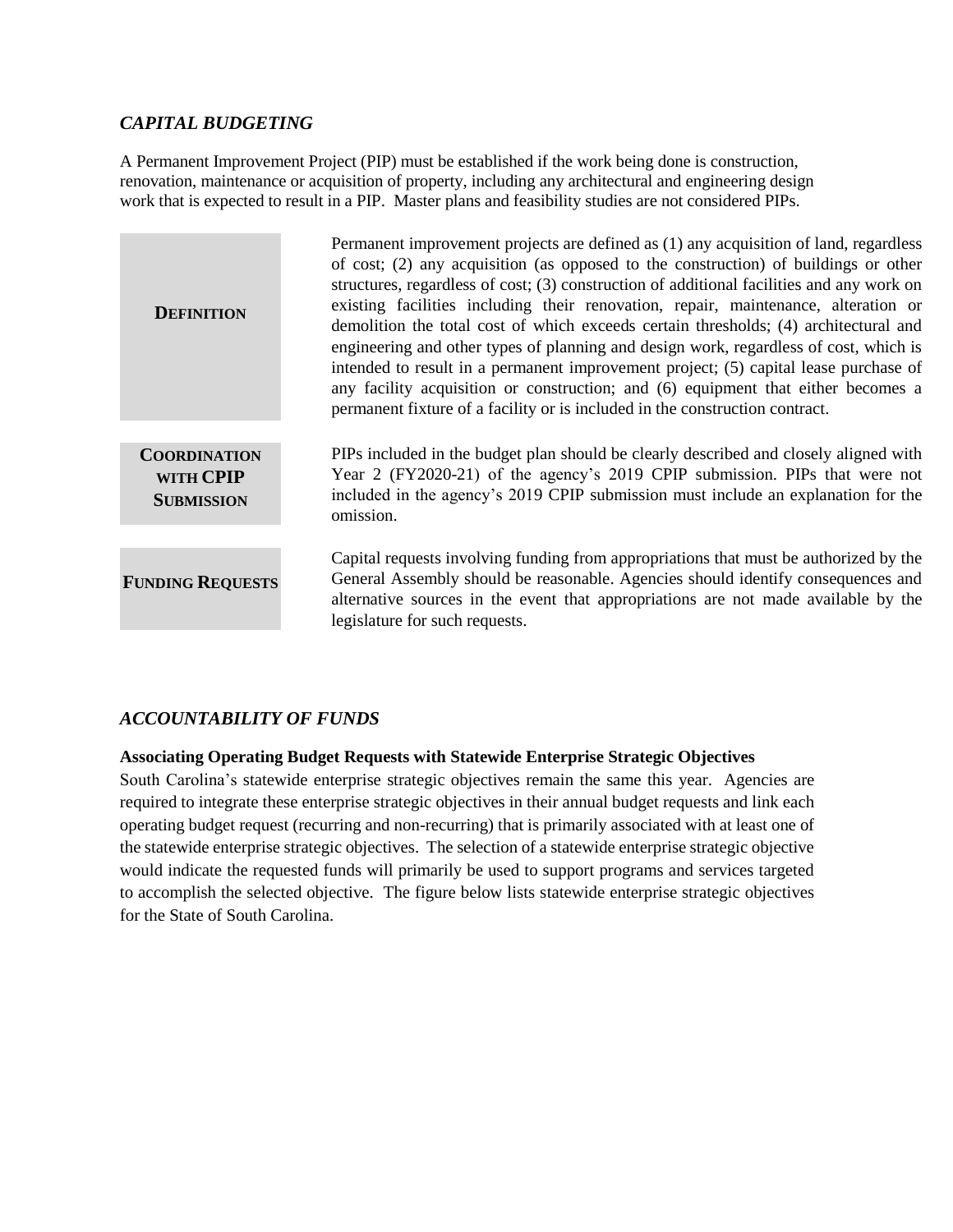## *CAPITAL BUDGETING*

A Permanent Improvement Project (PIP) must be established if the work being done is construction, renovation, maintenance or acquisition of property, including any architectural and engineering design work that is expected to result in a PIP. Master plans and feasibility studies are not considered PIPs.

| | |
|---|---|
| **DEFINITION** | Permanent improvement projects are defined as (1) any acquisition of land, regardless of cost; (2) any acquisition (as opposed to the construction) of buildings or other structures, regardless of cost; (3) construction of additional facilities and any work on existing facilities including their renovation, repair, maintenance, alteration or demolition the total cost of which exceeds certain thresholds; (4) architectural and engineering and other types of planning and design work, regardless of cost, which is intended to result in a permanent improvement project; (5) capital lease purchase of any facility acquisition or construction; and (6) equipment that either becomes a permanent fixture of a facility or is included in the construction contract. |
| **COORDINATION WITH CPIP SUBMISSION** | PIPs included in the budget plan should be clearly described and closely aligned with Year 2 (FY2020-21) of the agency's 2019 CPIP submission. PIPs that were not included in the agency's 2019 CPIP submission must include an explanation for the omission. |
| **FUNDING REQUESTS** | Capital requests involving funding from appropriations that must be authorized by the General Assembly should be reasonable. Agencies should identify consequences and alternative sources in the event that appropriations are not made available by the legislature for such requests. |

## *ACCOUNTABILITY OF FUNDS*

**Associating Operating Budget Requests with Statewide Enterprise Strategic Objectives**

South Carolina's statewide enterprise strategic objectives remain the same this year. Agencies are required to integrate these enterprise strategic objectives in their annual budget requests and link each operating budget request (recurring and non-recurring) that is primarily associated with at least one of the statewide enterprise strategic objectives. The selection of a statewide enterprise strategic objective would indicate the requested funds will primarily be used to support programs and services targeted to accomplish the selected objective. The figure below lists statewide enterprise strategic objectives for the State of South Carolina.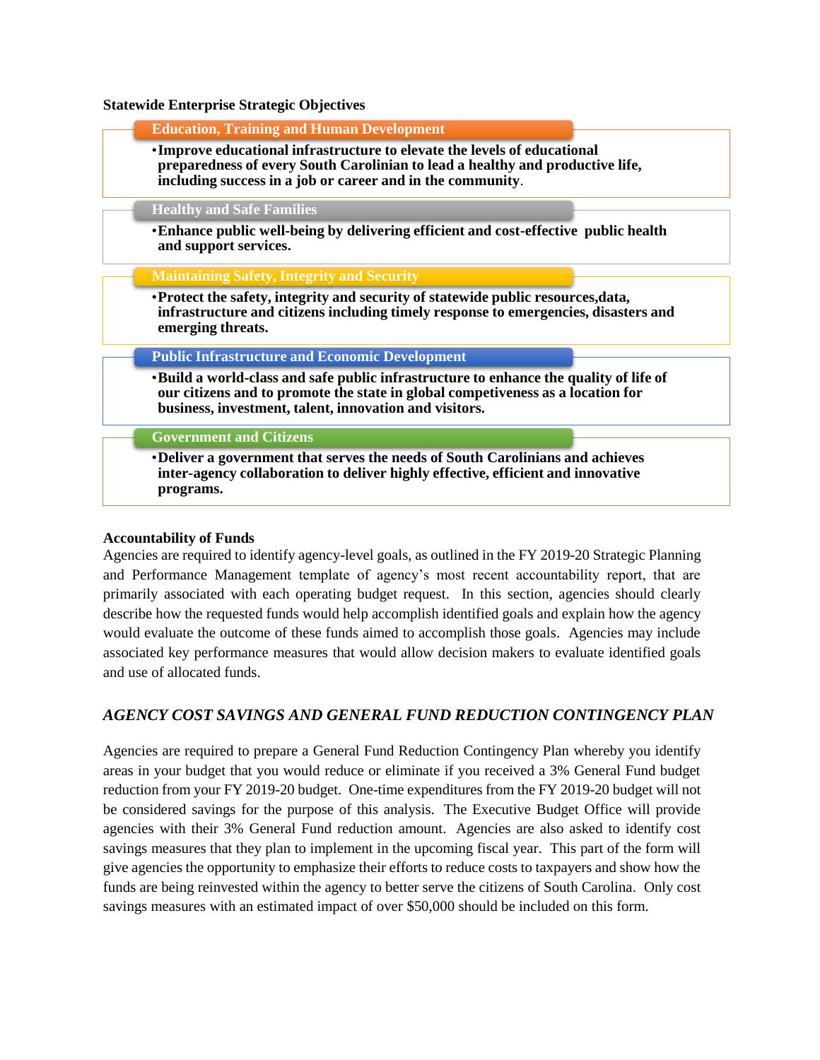**Statewide Enterprise Strategic Objectives**

**Education, Training and Human Development**

- **Improve educational infrastructure to elevate the levels of educational preparedness of every South Carolinian to lead a healthy and productive life, including success in a job or career and in the community**.

**Healthy and Safe Families**

- **Enhance public well-being by delivering efficient and cost-effective public health and support services.**

**Maintaining Safety, Integrity and Security**

- **Protect the safety, integrity and security of statewide public resources,data, infrastructure and citizens including timely response to emergencies, disasters and emerging threats.**

**Public Infrastructure and Economic Development**

- **Build a world-class and safe public infrastructure to enhance the quality of life of our citizens and to promote the state in global competiveness as a location for business, investment, talent, innovation and visitors.**

**Government and Citizens**

- **Deliver a government that serves the needs of South Carolinians and achieves inter-agency collaboration to deliver highly effective, efficient and innovative programs.**

**Accountability of Funds**

Agencies are required to identify agency-level goals, as outlined in the FY 2019-20 Strategic Planning and Performance Management template of agency's most recent accountability report, that are primarily associated with each operating budget request. In this section, agencies should clearly describe how the requested funds would help accomplish identified goals and explain how the agency would evaluate the outcome of these funds aimed to accomplish those goals. Agencies may include associated key performance measures that would allow decision makers to evaluate identified goals and use of allocated funds.

## *AGENCY COST SAVINGS AND GENERAL FUND REDUCTION CONTINGENCY PLAN*

Agencies are required to prepare a General Fund Reduction Contingency Plan whereby you identify areas in your budget that you would reduce or eliminate if you received a 3% General Fund budget reduction from your FY 2019-20 budget. One-time expenditures from the FY 2019-20 budget will not be considered savings for the purpose of this analysis. The Executive Budget Office will provide agencies with their 3% General Fund reduction amount. Agencies are also asked to identify cost savings measures that they plan to implement in the upcoming fiscal year. This part of the form will give agencies the opportunity to emphasize their efforts to reduce costs to taxpayers and show how the funds are being reinvested within the agency to better serve the citizens of South Carolina. Only cost savings measures with an estimated impact of over $50,000 should be included on this form.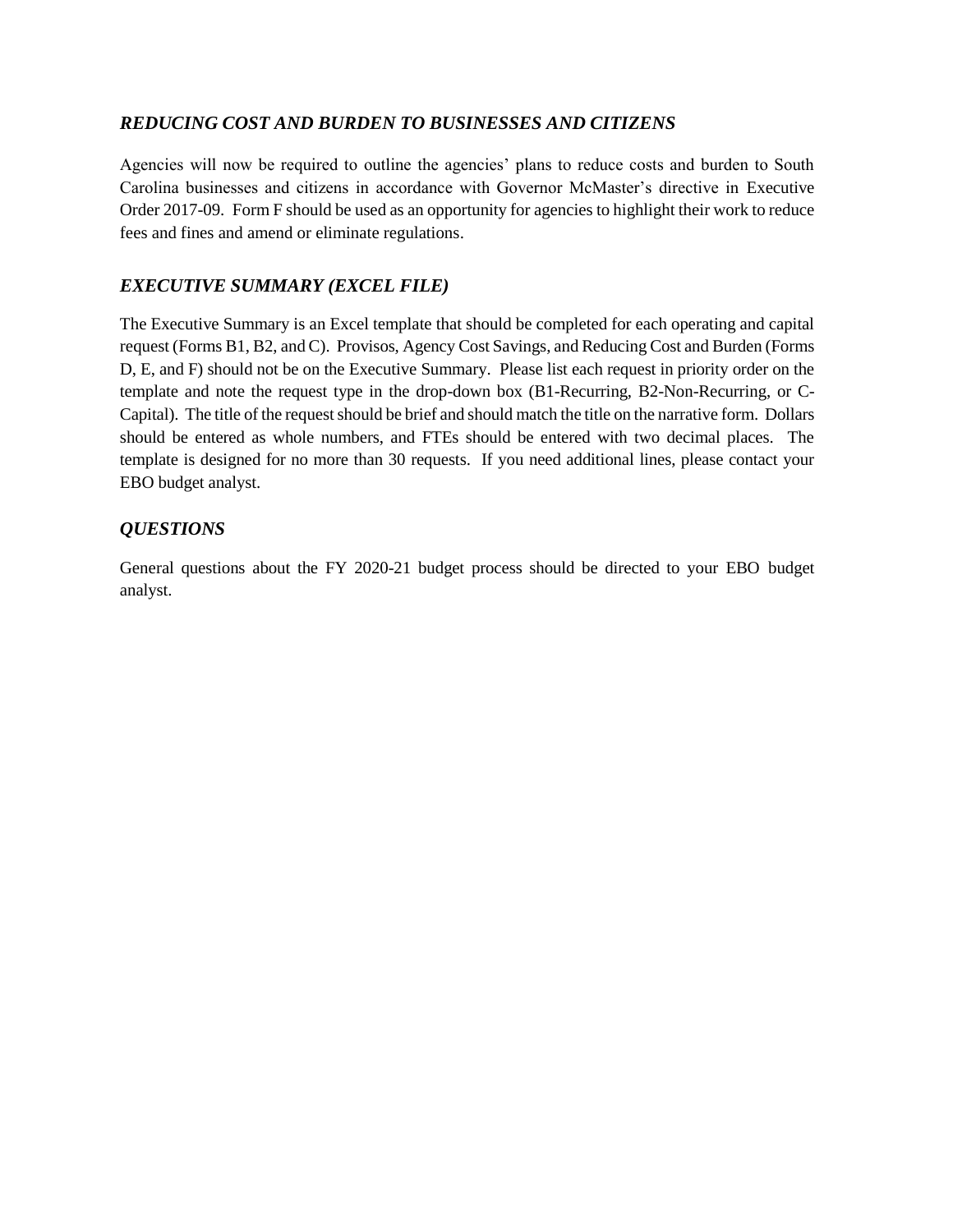### *REDUCING COST AND BURDEN TO BUSINESSES AND CITIZENS*

Agencies will now be required to outline the agencies' plans to reduce costs and burden to South Carolina businesses and citizens in accordance with Governor McMaster's directive in Executive Order 2017-09. Form F should be used as an opportunity for agencies to highlight their work to reduce fees and fines and amend or eliminate regulations.

### *EXECUTIVE SUMMARY (EXCEL FILE)*

The Executive Summary is an Excel template that should be completed for each operating and capital request (Forms B1, B2, and C). Provisos, Agency Cost Savings, and Reducing Cost and Burden (Forms D, E, and F) should not be on the Executive Summary. Please list each request in priority order on the template and note the request type in the drop-down box (B1-Recurring, B2-Non-Recurring, or C-Capital). The title of the request should be brief and should match the title on the narrative form. Dollars should be entered as whole numbers, and FTEs should be entered with two decimal places. The template is designed for no more than 30 requests. If you need additional lines, please contact your EBO budget analyst.

### *QUESTIONS*

General questions about the FY 2020-21 budget process should be directed to your EBO budget analyst.